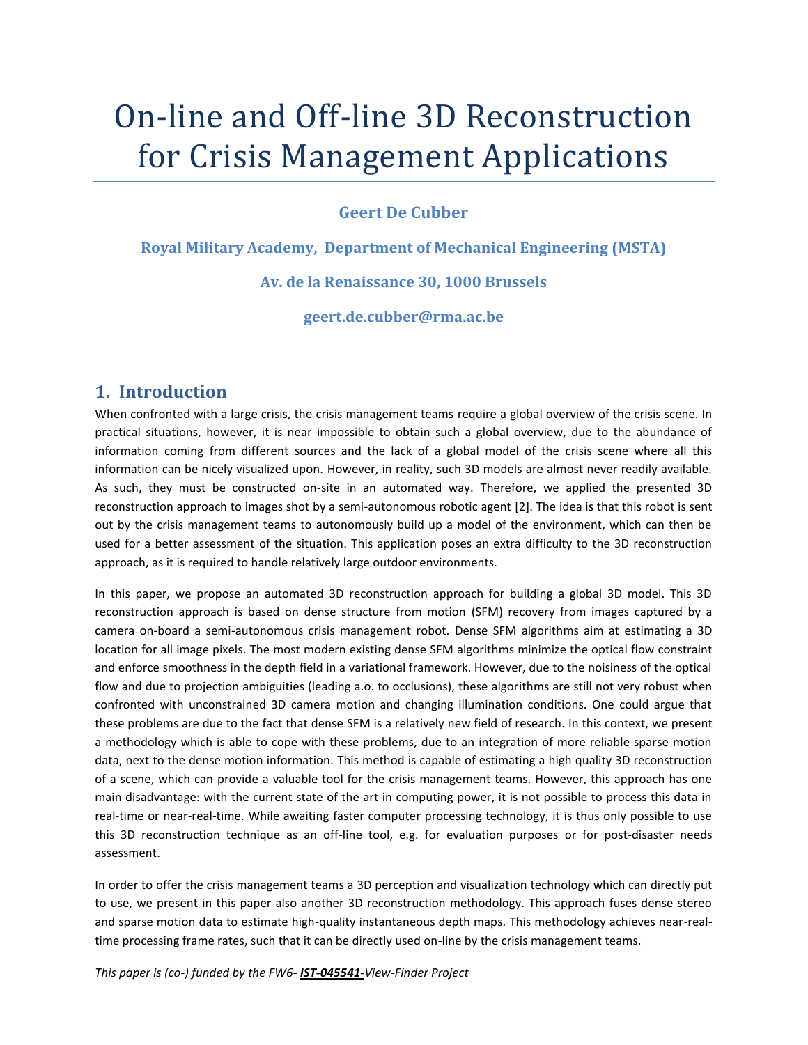# On-line and Off-line 3D Reconstruction for Crisis Management Applications

**Geert De Cubber**

**Royal Military Academy, Department of Mechanical Engineering (MSTA)**

**Av. de la Renaissance 30, 1000 Brussels**

**geert.de.cubber@rma.ac.be**

## 1. Introduction

When confronted with a large crisis, the crisis management teams require a global overview of the crisis scene. In practical situations, however, it is near impossible to obtain such a global overview, due to the abundance of information coming from different sources and the lack of a global model of the crisis scene where all this information can be nicely visualized upon. However, in reality, such 3D models are almost never readily available. As such, they must be constructed on-site in an automated way. Therefore, we applied the presented 3D reconstruction approach to images shot by a semi-autonomous robotic agent [2]. The idea is that this robot is sent out by the crisis management teams to autonomously build up a model of the environment, which can then be used for a better assessment of the situation. This application poses an extra difficulty to the 3D reconstruction approach, as it is required to handle relatively large outdoor environments.

In this paper, we propose an automated 3D reconstruction approach for building a global 3D model. This 3D reconstruction approach is based on dense structure from motion (SFM) recovery from images captured by a camera on-board a semi-autonomous crisis management robot. Dense SFM algorithms aim at estimating a 3D location for all image pixels. The most modern existing dense SFM algorithms minimize the optical flow constraint and enforce smoothness in the depth field in a variational framework. However, due to the noisiness of the optical flow and due to projection ambiguities (leading a.o. to occlusions), these algorithms are still not very robust when confronted with unconstrained 3D camera motion and changing illumination conditions. One could argue that these problems are due to the fact that dense SFM is a relatively new field of research. In this context, we present a methodology which is able to cope with these problems, due to an integration of more reliable sparse motion data, next to the dense motion information. This method is capable of estimating a high quality 3D reconstruction of a scene, which can provide a valuable tool for the crisis management teams. However, this approach has one main disadvantage: with the current state of the art in computing power, it is not possible to process this data in real-time or near-real-time. While awaiting faster computer processing technology, it is thus only possible to use this 3D reconstruction technique as an off-line tool, e.g. for evaluation purposes or for post-disaster needs assessment.

In order to offer the crisis management teams a 3D perception and visualization technology which can directly put to use, we present in this paper also another 3D reconstruction methodology. This approach fuses dense stereo and sparse motion data to estimate high-quality instantaneous depth maps. This methodology achieves near-real-time processing frame rates, such that it can be directly used on-line by the crisis management teams.

*This paper is (co-) funded by the FW6- **IST-045541-**View-Finder Project*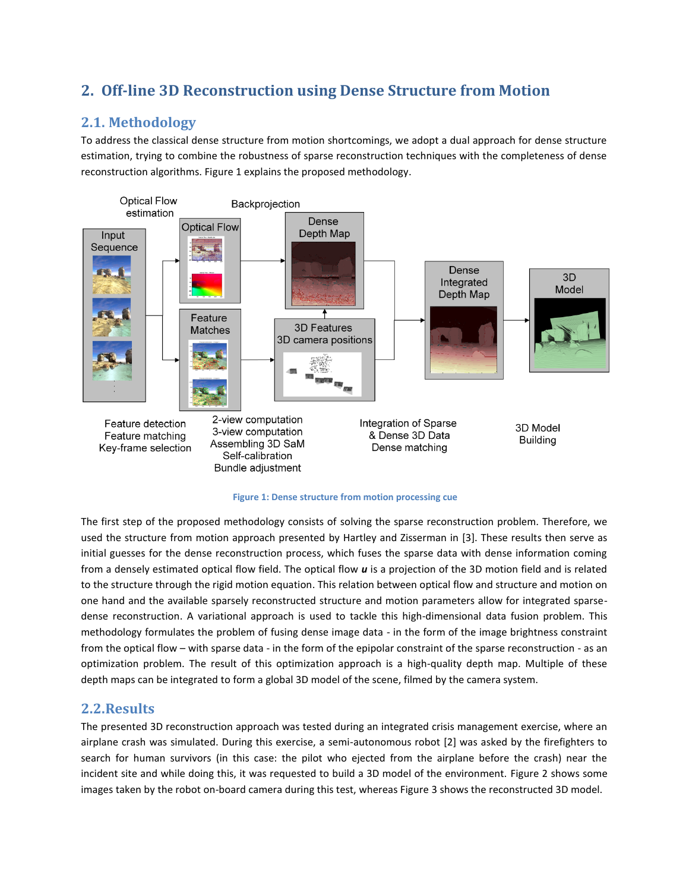## 2. Off-line 3D Reconstruction using Dense Structure from Motion

### 2.1. Methodology

To address the classical dense structure from motion shortcomings, we adopt a dual approach for dense structure estimation, trying to combine the robustness of sparse reconstruction techniques with the completeness of dense reconstruction algorithms. Figure 1 explains the proposed methodology.

Figure 1: Dense structure from motion processing cue

The first step of the proposed methodology consists of solving the sparse reconstruction problem. Therefore, we used the structure from motion approach presented by Hartley and Zisserman in [3]. These results then serve as initial guesses for the dense reconstruction process, which fuses the sparse data with dense information coming from a densely estimated optical flow field. The optical flow ***u*** is a projection of the 3D motion field and is related to the structure through the rigid motion equation. This relation between optical flow and structure and motion on one hand and the available sparsely reconstructed structure and motion parameters allow for integrated sparse-dense reconstruction. A variational approach is used to tackle this high-dimensional data fusion problem. This methodology formulates the problem of fusing dense image data - in the form of the image brightness constraint from the optical flow – with sparse data - in the form of the epipolar constraint of the sparse reconstruction - as an optimization problem. The result of this optimization approach is a high-quality depth map. Multiple of these depth maps can be integrated to form a global 3D model of the scene, filmed by the camera system.

### 2.2.Results

The presented 3D reconstruction approach was tested during an integrated crisis management exercise, where an airplane crash was simulated. During this exercise, a semi-autonomous robot [2] was asked by the firefighters to search for human survivors (in this case: the pilot who ejected from the airplane before the crash) near the incident site and while doing this, it was requested to build a 3D model of the environment. Figure 2 shows some images taken by the robot on-board camera during this test, whereas Figure 3 shows the reconstructed 3D model.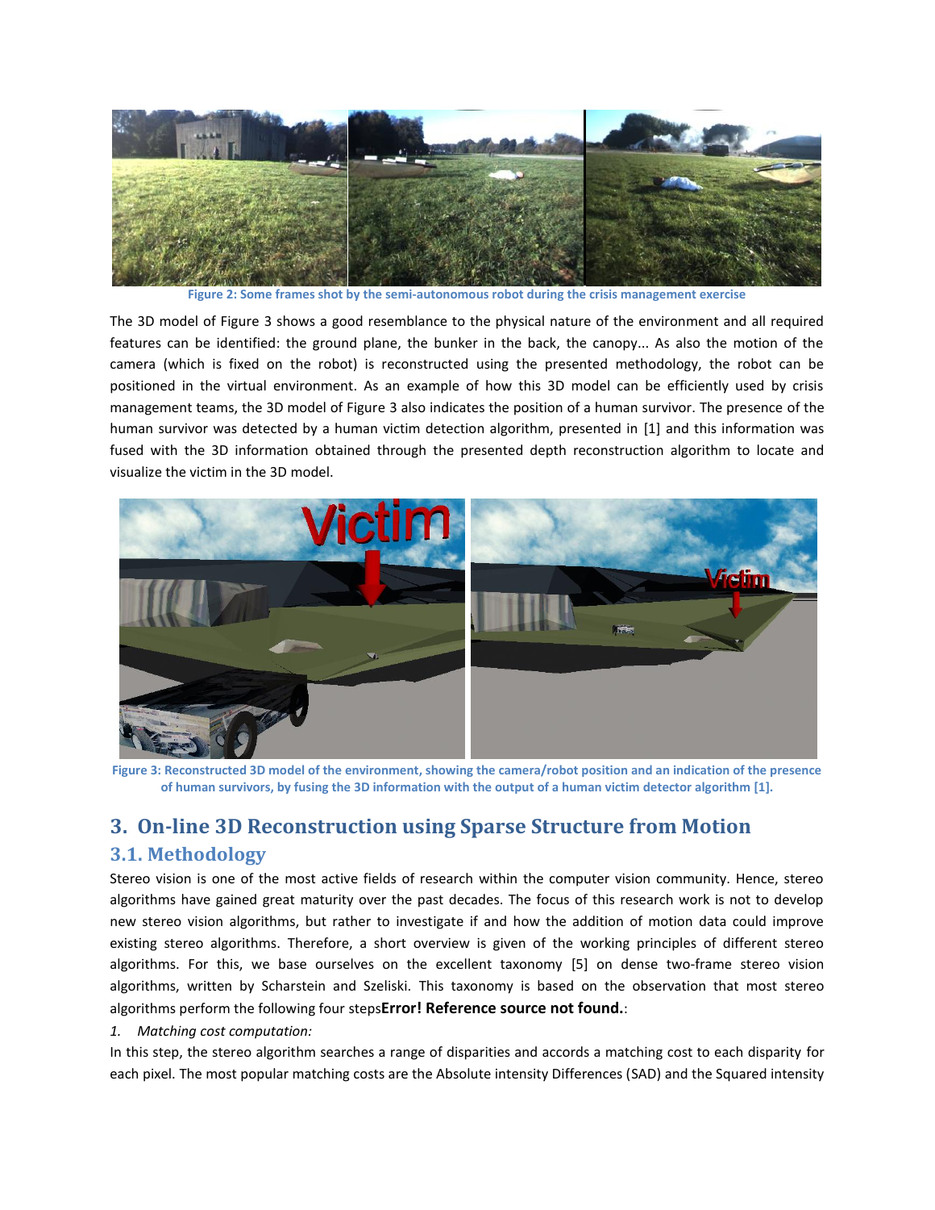Figure 2: Some frames shot by the semi-autonomous robot during the crisis management exercise

The 3D model of Figure 3 shows a good resemblance to the physical nature of the environment and all required features can be identified: the ground plane, the bunker in the back, the canopy... As also the motion of the camera (which is fixed on the robot) is reconstructed using the presented methodology, the robot can be positioned in the virtual environment. As an example of how this 3D model can be efficiently used by crisis management teams, the 3D model of Figure 3 also indicates the position of a human survivor. The presence of the human survivor was detected by a human victim detection algorithm, presented in [1] and this information was fused with the 3D information obtained through the presented depth reconstruction algorithm to locate and visualize the victim in the 3D model.

Figure 3: Reconstructed 3D model of the environment, showing the camera/robot position and an indication of the presence of human survivors, by fusing the 3D information with the output of a human victim detector algorithm [1].

# 3. On-line 3D Reconstruction using Sparse Structure from Motion

## 3.1. Methodology

Stereo vision is one of the most active fields of research within the computer vision community. Hence, stereo algorithms have gained great maturity over the past decades. The focus of this research work is not to develop new stereo vision algorithms, but rather to investigate if and how the addition of motion data could improve existing stereo algorithms. Therefore, a short overview is given of the working principles of different stereo algorithms. For this, we base ourselves on the excellent taxonomy [5] on dense two-frame stereo vision algorithms, written by Scharstein and Szeliski. This taxonomy is based on the observation that most stereo algorithms perform the following four steps**Error! Reference source not found.**:

1. *Matching cost computation:*

In this step, the stereo algorithm searches a range of disparities and accords a matching cost to each disparity for each pixel. The most popular matching costs are the Absolute intensity Differences (SAD) and the Squared intensity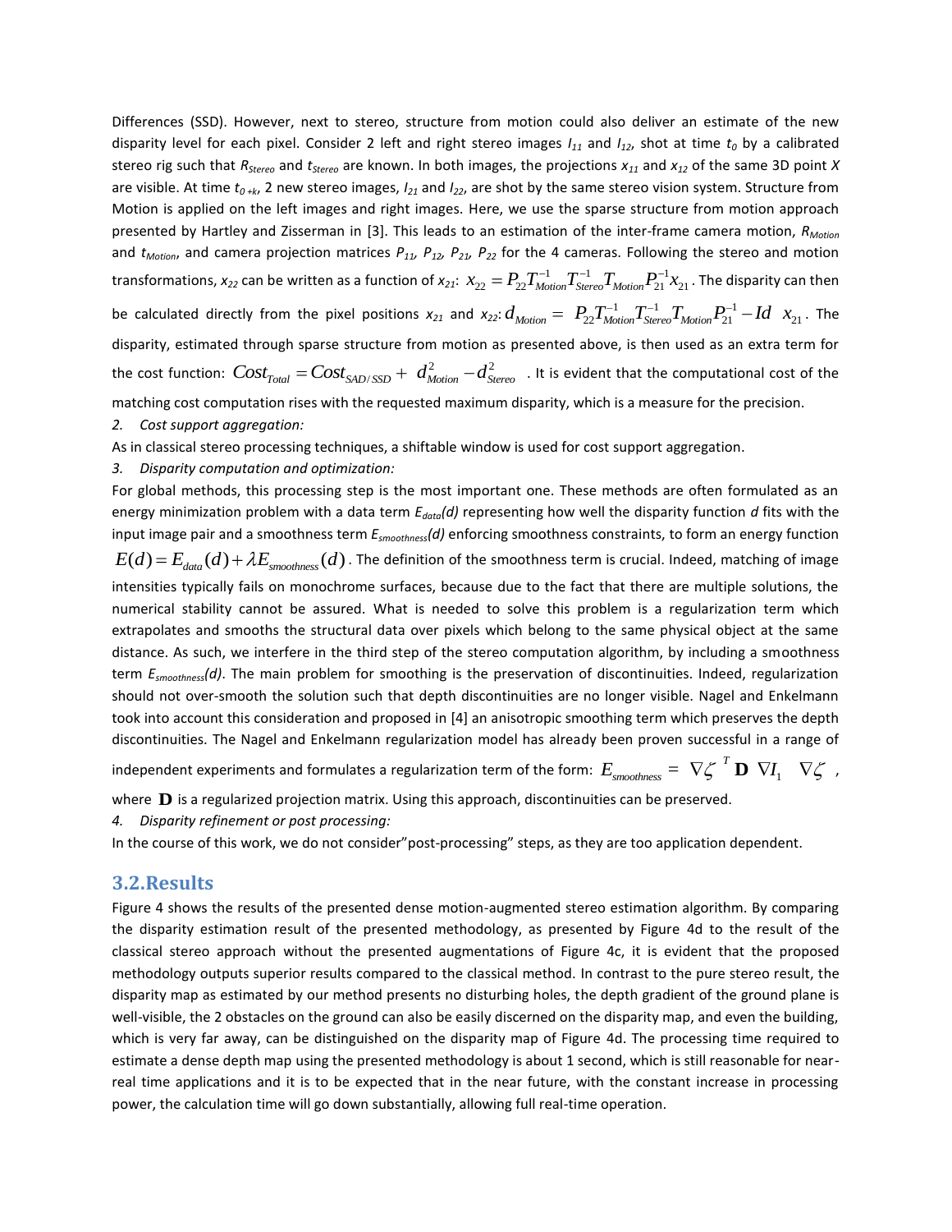Differences (SSD). However, next to stereo, structure from motion could also deliver an estimate of the new disparity level for each pixel. Consider 2 left and right stereo images $I_{11}$ and $I_{12}$, shot at time $t_0$ by a calibrated stereo rig such that $R_{Stereo}$ and $t_{Stereo}$ are known. In both images, the projections $x_{11}$ and $x_{12}$ of the same 3D point $X$ are visible. At time $t_{0+k}$, 2 new stereo images, $I_{21}$ and $I_{22}$, are shot by the same stereo vision system. Structure from Motion is applied on the left images and right images. Here, we use the sparse structure from motion approach presented by Hartley and Zisserman in [3]. This leads to an estimation of the inter-frame camera motion, $R_{Motion}$ and $t_{Motion}$, and camera projection matrices $P_{11}$, $P_{12}$, $P_{21}$, $P_{22}$ for the 4 cameras. Following the stereo and motion transformations, $x_{22}$ can be written as a function of $x_{21}$: $x_{22} = P_{22} T_{Motion}^{-1} T_{Stereo}^{-1} T_{Motion} P_{21}^{-1} x_{21}$. The disparity can then be calculated directly from the pixel positions $x_{21}$ and $x_{22}$: $d_{Motion} = \left( P_{22} T_{Motion}^{-1} T_{Stereo}^{-1} T_{Motion} P_{21}^{-1} - Id \right) x_{21}$. The disparity, estimated through sparse structure from motion as presented above, is then used as an extra term for the cost function: $Cost_{Total} = Cost_{SAD/SSD} + \left( d_{Motion}^2 - d_{Stereo}^2 \right)$. It is evident that the computational cost of the matching cost computation rises with the requested maximum disparity, which is a measure for the precision.

2. *Cost support aggregation:*

As in classical stereo processing techniques, a shiftable window is used for cost support aggregation.

3. *Disparity computation and optimization:*

For global methods, this processing step is the most important one. These methods are often formulated as an energy minimization problem with a data term $E_{data}(d)$ representing how well the disparity function $d$ fits with the input image pair and a smoothness term $E_{smoothness}(d)$ enforcing smoothness constraints, to form an energy function $E(d) = E_{data}(d) + \lambda E_{smoothness}(d)$. The definition of the smoothness term is crucial. Indeed, matching of image intensities typically fails on monochrome surfaces, because due to the fact that there are multiple solutions, the numerical stability cannot be assured. What is needed to solve this problem is a regularization term which extrapolates and smooths the structural data over pixels which belong to the same physical object at the same distance. As such, we interfere in the third step of the stereo computation algorithm, by including a smoothness term $E_{smoothness}(d)$. The main problem for smoothing is the preservation of discontinuities. Indeed, regularization should not over-smooth the solution such that depth discontinuities are no longer visible. Nagel and Enkelmann took into account this consideration and proposed in [4] an anisotropic smoothing term which preserves the depth discontinuities. The Nagel and Enkelmann regularization model has already been proven successful in a range of independent experiments and formulates a regularization term of the form: $E_{smoothness} = \left( \nabla \zeta \right)^T \mathbf{D} \left( \nabla I_1 \right) \left( \nabla \zeta \right)$,

where $\mathbf{D}$ is a regularized projection matrix. Using this approach, discontinuities can be preserved.

4. *Disparity refinement or post processing:*

In the course of this work, we do not consider"post-processing" steps, as they are too application dependent.

## 3.2. Results

Figure 4 shows the results of the presented dense motion-augmented stereo estimation algorithm. By comparing the disparity estimation result of the presented methodology, as presented by Figure 4d to the result of the classical stereo approach without the presented augmentations of Figure 4c, it is evident that the proposed methodology outputs superior results compared to the classical method. In contrast to the pure stereo result, the disparity map as estimated by our method presents no disturbing holes, the depth gradient of the ground plane is well-visible, the 2 obstacles on the ground can also be easily discerned on the disparity map, and even the building, which is very far away, can be distinguished on the disparity map of Figure 4d. The processing time required to estimate a dense depth map using the presented methodology is about 1 second, which is still reasonable for near-real time applications and it is to be expected that in the near future, with the constant increase in processing power, the calculation time will go down substantially, allowing full real-time operation.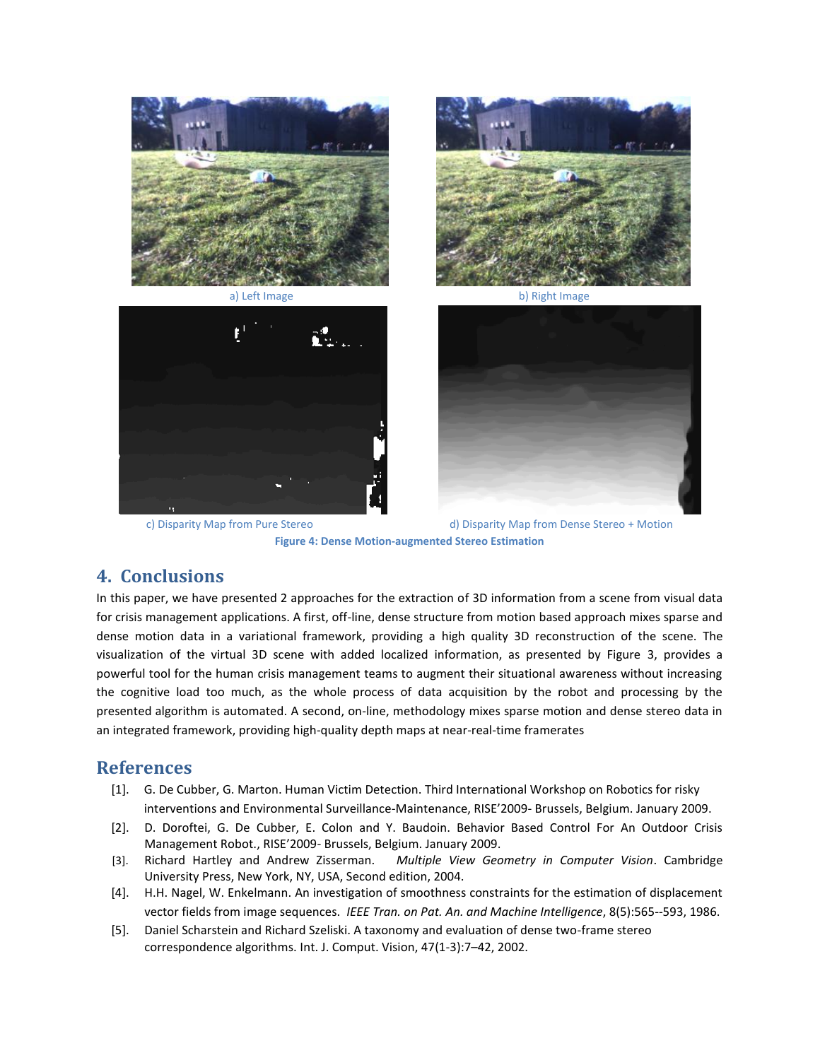a) Left Image

b) Right Image

c) Disparity Map from Pure Stereo

d) Disparity Map from Dense Stereo + Motion

**Figure 4: Dense Motion-augmented Stereo Estimation**

## 4. Conclusions

In this paper, we have presented 2 approaches for the extraction of 3D information from a scene from visual data for crisis management applications. A first, off-line, dense structure from motion based approach mixes sparse and dense motion data in a variational framework, providing a high quality 3D reconstruction of the scene. The visualization of the virtual 3D scene with added localized information, as presented by Figure 3, provides a powerful tool for the human crisis management teams to augment their situational awareness without increasing the cognitive load too much, as the whole process of data acquisition by the robot and processing by the presented algorithm is automated. A second, on-line, methodology mixes sparse motion and dense stereo data in an integrated framework, providing high-quality depth maps at near-real-time framerates

## References

[1]. G. De Cubber, G. Marton. Human Victim Detection. Third International Workshop on Robotics for risky interventions and Environmental Surveillance-Maintenance, RISE'2009- Brussels, Belgium. January 2009.

[2]. D. Doroftei, G. De Cubber, E. Colon and Y. Baudoin. Behavior Based Control For An Outdoor Crisis Management Robot., RISE'2009- Brussels, Belgium. January 2009.

[3]. Richard Hartley and Andrew Zisserman. *Multiple View Geometry in Computer Vision*. Cambridge University Press, New York, NY, USA, Second edition, 2004.

[4]. H.H. Nagel, W. Enkelmann. An investigation of smoothness constraints for the estimation of displacement vector fields from image sequences. *IEEE Tran. on Pat. An. and Machine Intelligence*, 8(5):565--593, 1986.

[5]. Daniel Scharstein and Richard Szeliski. A taxonomy and evaluation of dense two-frame stereo correspondence algorithms. Int. J. Comput. Vision, 47(1-3):7–42, 2002.